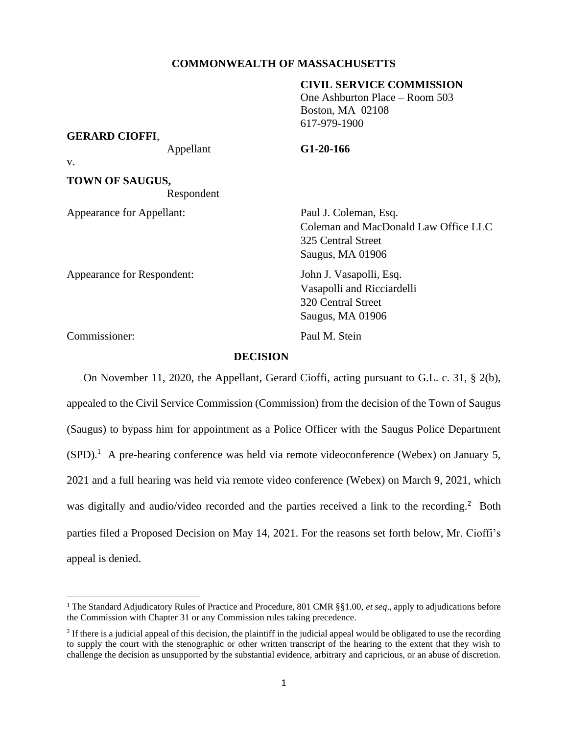**COMMONWEALTH OF MASSACHUSETTS**

**CIVIL SERVICE COMMISSION**
One Ashburton Place – Room 503
Boston, MA 02108
617-979-1900

**GERARD CIOFFI**,
Appellant

**G1-20-166**

v.

**TOWN OF SAUGUS,**
Respondent

Appearance for Appellant: Paul J. Coleman, Esq.
Coleman and MacDonald Law Office LLC
325 Central Street
Saugus, MA 01906

Appearance for Respondent: John J. Vasapolli, Esq.
Vasapolli and Ricciardelli
320 Central Street
Saugus, MA 01906

Commissioner: Paul M. Stein

**DECISION**

On November 11, 2020, the Appellant, Gerard Cioffi, acting pursuant to G.L. c. 31, § 2(b), appealed to the Civil Service Commission (Commission) from the decision of the Town of Saugus (Saugus) to bypass him for appointment as a Police Officer with the Saugus Police Department (SPD).[1] A pre-hearing conference was held via remote videoconference (Webex) on January 5, 2021 and a full hearing was held via remote video conference (Webex) on March 9, 2021, which was digitally and audio/video recorded and the parties received a link to the recording.[2] Both parties filed a Proposed Decision on May 14, 2021. For the reasons set forth below, Mr. Cioffi's appeal is denied.

[1] The Standard Adjudicatory Rules of Practice and Procedure, 801 CMR §§1.00, *et seq*., apply to adjudications before the Commission with Chapter 31 or any Commission rules taking precedence.

[2] If there is a judicial appeal of this decision, the plaintiff in the judicial appeal would be obligated to use the recording to supply the court with the stenographic or other written transcript of the hearing to the extent that they wish to challenge the decision as unsupported by the substantial evidence, arbitrary and capricious, or an abuse of discretion.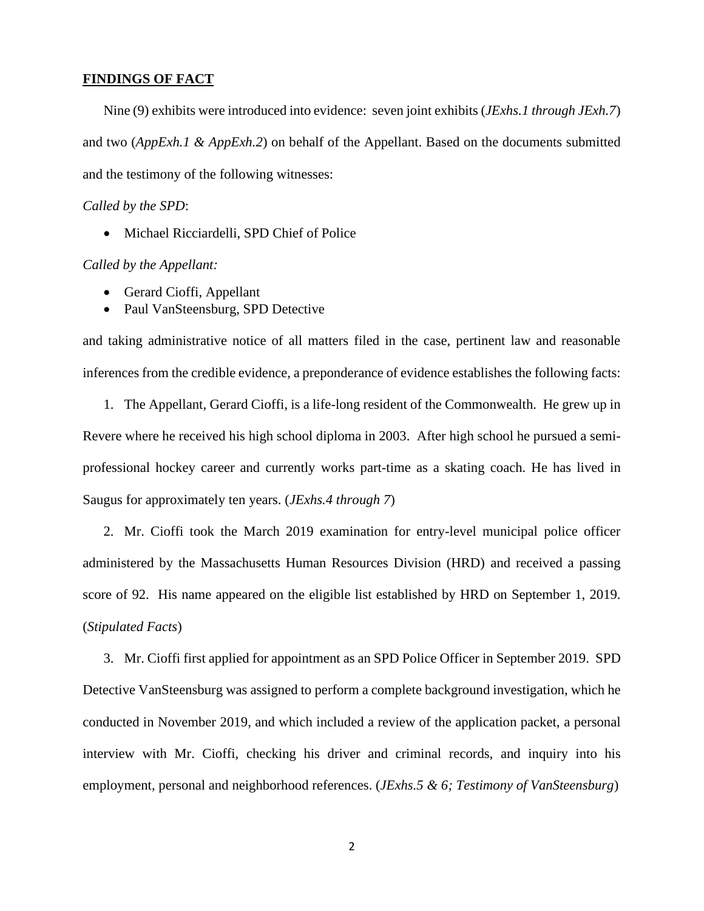## FINDINGS OF FACT

Nine (9) exhibits were introduced into evidence: seven joint exhibits (*JExhs.1 through JExh.7*) and two (*AppExh.1 & AppExh.2*) on behalf of the Appellant. Based on the documents submitted and the testimony of the following witnesses:

*Called by the SPD*:

- Michael Ricciardelli, SPD Chief of Police

*Called by the Appellant:*

- Gerard Cioffi, Appellant
- Paul VanSteensburg, SPD Detective

and taking administrative notice of all matters filed in the case, pertinent law and reasonable inferences from the credible evidence, a preponderance of evidence establishes the following facts:

1. The Appellant, Gerard Cioffi, is a life-long resident of the Commonwealth. He grew up in Revere where he received his high school diploma in 2003. After high school he pursued a semi-professional hockey career and currently works part-time as a skating coach. He has lived in Saugus for approximately ten years. (*JExhs.4 through 7*)

2. Mr. Cioffi took the March 2019 examination for entry-level municipal police officer administered by the Massachusetts Human Resources Division (HRD) and received a passing score of 92. His name appeared on the eligible list established by HRD on September 1, 2019. (*Stipulated Facts*)

3. Mr. Cioffi first applied for appointment as an SPD Police Officer in September 2019. SPD Detective VanSteensburg was assigned to perform a complete background investigation, which he conducted in November 2019, and which included a review of the application packet, a personal interview with Mr. Cioffi, checking his driver and criminal records, and inquiry into his employment, personal and neighborhood references. (*JExhs.5 & 6; Testimony of VanSteensburg*)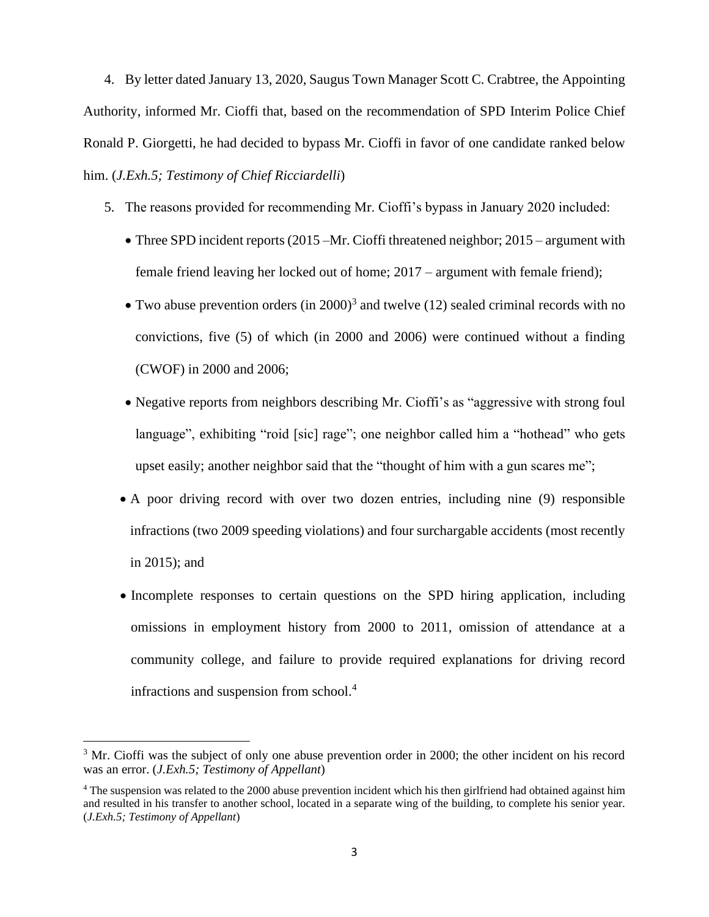4. By letter dated January 13, 2020, Saugus Town Manager Scott C. Crabtree, the Appointing Authority, informed Mr. Cioffi that, based on the recommendation of SPD Interim Police Chief Ronald P. Giorgetti, he had decided to bypass Mr. Cioffi in favor of one candidate ranked below him. (*J.Exh.5; Testimony of Chief Ricciardelli*)

5. The reasons provided for recommending Mr. Cioffi's bypass in January 2020 included:

   - Three SPD incident reports (2015 –Mr. Cioffi threatened neighbor; 2015 – argument with female friend leaving her locked out of home; 2017 – argument with female friend);
   - Two abuse prevention orders (in 2000)[3] and twelve (12) sealed criminal records with no convictions, five (5) of which (in 2000 and 2006) were continued without a finding (CWOF) in 2000 and 2006;
   - Negative reports from neighbors describing Mr. Cioffi's as "aggressive with strong foul language", exhibiting "roid [sic] rage"; one neighbor called him a "hothead" who gets upset easily; another neighbor said that the "thought of him with a gun scares me";
   - A poor driving record with over two dozen entries, including nine (9) responsible infractions (two 2009 speeding violations) and four surchargable accidents (most recently in 2015); and
   - Incomplete responses to certain questions on the SPD hiring application, including omissions in employment history from 2000 to 2011, omission of attendance at a community college, and failure to provide required explanations for driving record infractions and suspension from school.[4]

---

[3] Mr. Cioffi was the subject of only one abuse prevention order in 2000; the other incident on his record was an error. (*J.Exh.5; Testimony of Appellant*)

[4] The suspension was related to the 2000 abuse prevention incident which his then girlfriend had obtained against him and resulted in his transfer to another school, located in a separate wing of the building, to complete his senior year. (*J.Exh.5; Testimony of Appellant*)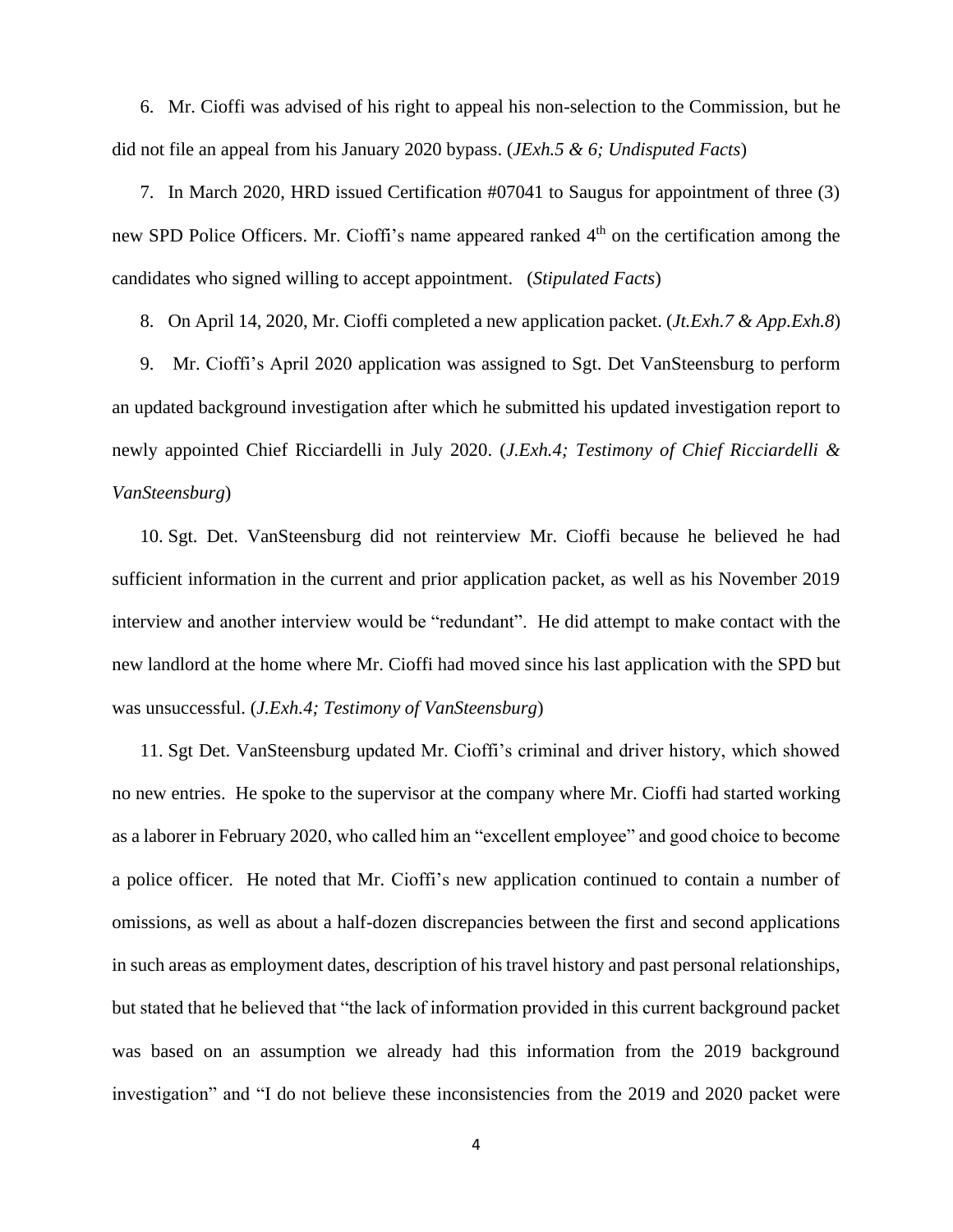6. Mr. Cioffi was advised of his right to appeal his non-selection to the Commission, but he did not file an appeal from his January 2020 bypass. (*JExh.5 & 6; Undisputed Facts*)

7. In March 2020, HRD issued Certification #07041 to Saugus for appointment of three (3) new SPD Police Officers. Mr. Cioffi's name appeared ranked 4th on the certification among the candidates who signed willing to accept appointment. (*Stipulated Facts*)

8. On April 14, 2020, Mr. Cioffi completed a new application packet. (*Jt.Exh.7 & App.Exh.8*)

9. Mr. Cioffi's April 2020 application was assigned to Sgt. Det VanSteensburg to perform an updated background investigation after which he submitted his updated investigation report to newly appointed Chief Ricciardelli in July 2020. (*J.Exh.4; Testimony of Chief Ricciardelli & VanSteensburg*)

10. Sgt. Det. VanSteensburg did not reinterview Mr. Cioffi because he believed he had sufficient information in the current and prior application packet, as well as his November 2019 interview and another interview would be "redundant". He did attempt to make contact with the new landlord at the home where Mr. Cioffi had moved since his last application with the SPD but was unsuccessful. (*J.Exh.4; Testimony of VanSteensburg*)

11. Sgt Det. VanSteensburg updated Mr. Cioffi's criminal and driver history, which showed no new entries. He spoke to the supervisor at the company where Mr. Cioffi had started working as a laborer in February 2020, who called him an "excellent employee" and good choice to become a police officer. He noted that Mr. Cioffi's new application continued to contain a number of omissions, as well as about a half-dozen discrepancies between the first and second applications in such areas as employment dates, description of his travel history and past personal relationships, but stated that he believed that "the lack of information provided in this current background packet was based on an assumption we already had this information from the 2019 background investigation" and "I do not believe these inconsistencies from the 2019 and 2020 packet were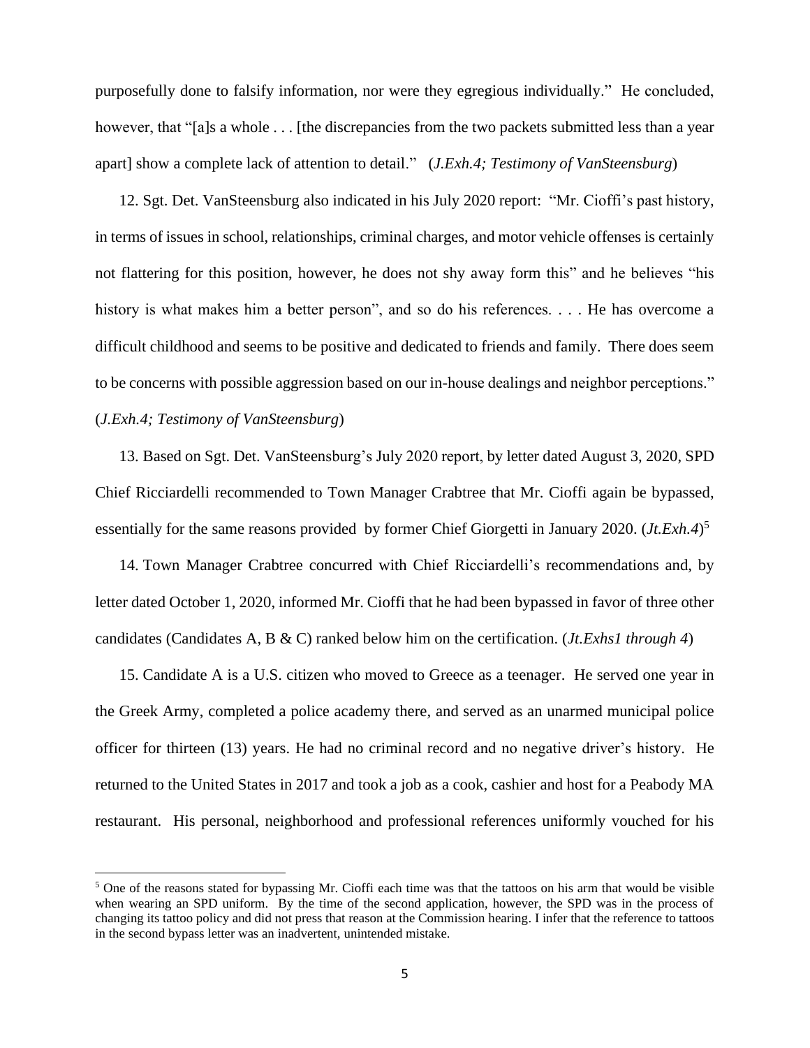purposefully done to falsify information, nor were they egregious individually." He concluded, however, that "[a]s a whole . . . [the discrepancies from the two packets submitted less than a year apart] show a complete lack of attention to detail." (*J.Exh.4; Testimony of VanSteensburg*)

12. Sgt. Det. VanSteensburg also indicated in his July 2020 report: "Mr. Cioffi's past history, in terms of issues in school, relationships, criminal charges, and motor vehicle offenses is certainly not flattering for this position, however, he does not shy away form this" and he believes "his history is what makes him a better person", and so do his references. . . . He has overcome a difficult childhood and seems to be positive and dedicated to friends and family. There does seem to be concerns with possible aggression based on our in-house dealings and neighbor perceptions." (*J.Exh.4; Testimony of VanSteensburg*)

13. Based on Sgt. Det. VanSteensburg's July 2020 report, by letter dated August 3, 2020, SPD Chief Ricciardelli recommended to Town Manager Crabtree that Mr. Cioffi again be bypassed, essentially for the same reasons provided by former Chief Giorgetti in January 2020. (*Jt.Exh.4*)[5]

14. Town Manager Crabtree concurred with Chief Ricciardelli's recommendations and, by letter dated October 1, 2020, informed Mr. Cioffi that he had been bypassed in favor of three other candidates (Candidates A, B & C) ranked below him on the certification. (*Jt.Exhs1 through 4*)

15. Candidate A is a U.S. citizen who moved to Greece as a teenager. He served one year in the Greek Army, completed a police academy there, and served as an unarmed municipal police officer for thirteen (13) years. He had no criminal record and no negative driver's history. He returned to the United States in 2017 and took a job as a cook, cashier and host for a Peabody MA restaurant. His personal, neighborhood and professional references uniformly vouched for his

---

[5] One of the reasons stated for bypassing Mr. Cioffi each time was that the tattoos on his arm that would be visible when wearing an SPD uniform. By the time of the second application, however, the SPD was in the process of changing its tattoo policy and did not press that reason at the Commission hearing. I infer that the reference to tattoos in the second bypass letter was an inadvertent, unintended mistake.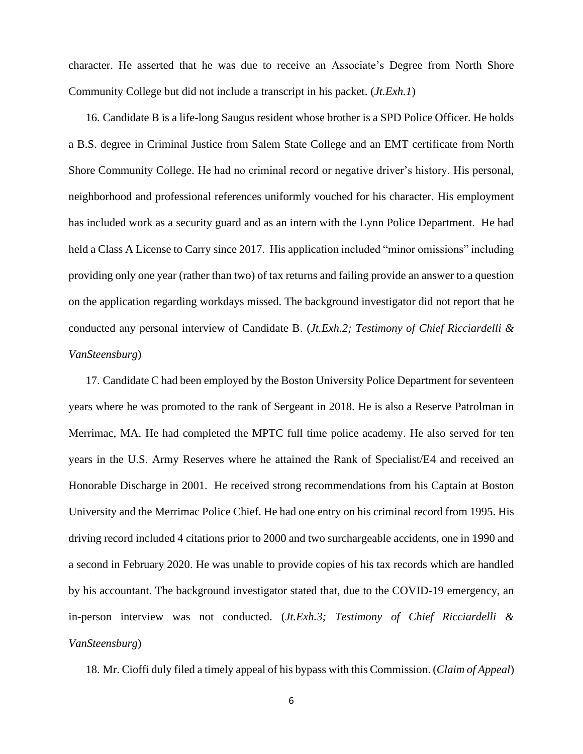character. He asserted that he was due to receive an Associate's Degree from North Shore Community College but did not include a transcript in his packet. (*Jt.Exh.1*)

16. Candidate B is a life-long Saugus resident whose brother is a SPD Police Officer. He holds a B.S. degree in Criminal Justice from Salem State College and an EMT certificate from North Shore Community College. He had no criminal record or negative driver's history. His personal, neighborhood and professional references uniformly vouched for his character. His employment has included work as a security guard and as an intern with the Lynn Police Department. He had held a Class A License to Carry since 2017. His application included "minor omissions" including providing only one year (rather than two) of tax returns and failing provide an answer to a question on the application regarding workdays missed. The background investigator did not report that he conducted any personal interview of Candidate B. (*Jt.Exh.2; Testimony of Chief Ricciardelli & VanSteensburg*)

17. Candidate C had been employed by the Boston University Police Department for seventeen years where he was promoted to the rank of Sergeant in 2018. He is also a Reserve Patrolman in Merrimac, MA. He had completed the MPTC full time police academy. He also served for ten years in the U.S. Army Reserves where he attained the Rank of Specialist/E4 and received an Honorable Discharge in 2001. He received strong recommendations from his Captain at Boston University and the Merrimac Police Chief. He had one entry on his criminal record from 1995. His driving record included 4 citations prior to 2000 and two surchargeable accidents, one in 1990 and a second in February 2020. He was unable to provide copies of his tax records which are handled by his accountant. The background investigator stated that, due to the COVID-19 emergency, an in-person interview was not conducted. (*Jt.Exh.3; Testimony of Chief Ricciardelli & VanSteensburg*)

18. Mr. Cioffi duly filed a timely appeal of his bypass with this Commission. (*Claim of Appeal*)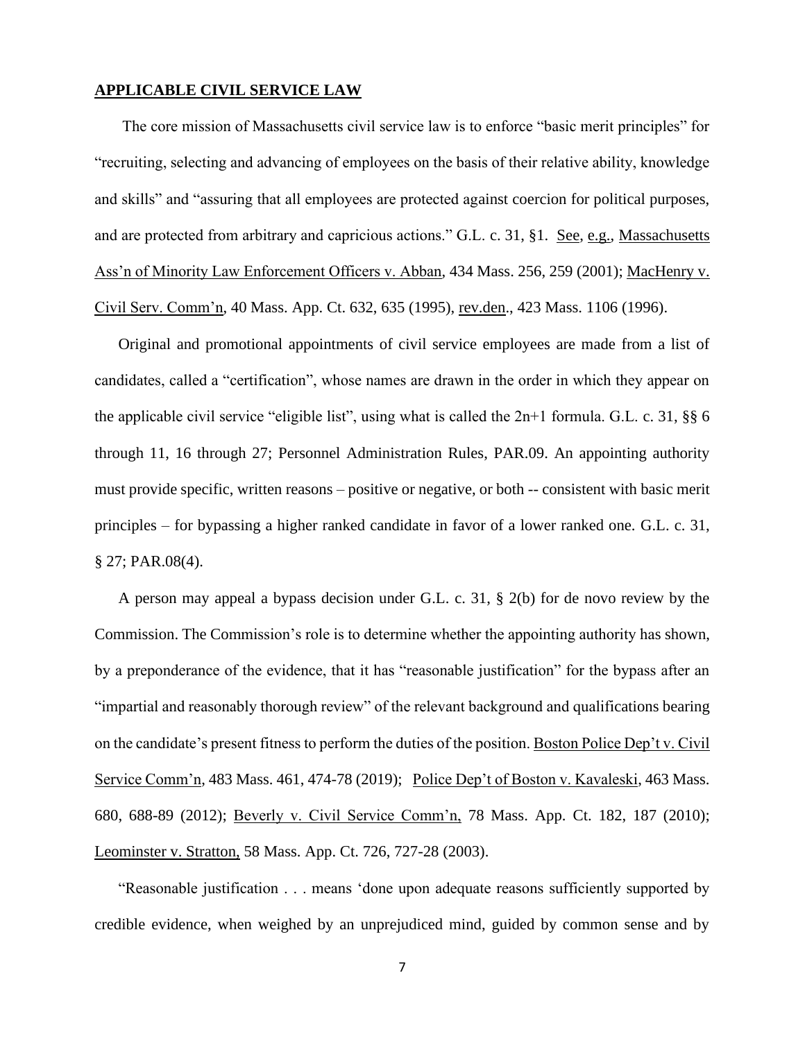## APPLICABLE CIVIL SERVICE LAW

The core mission of Massachusetts civil service law is to enforce "basic merit principles" for "recruiting, selecting and advancing of employees on the basis of their relative ability, knowledge and skills" and "assuring that all employees are protected against coercion for political purposes, and are protected from arbitrary and capricious actions." G.L. c. 31, §1. See, e.g., Massachusetts Ass'n of Minority Law Enforcement Officers v. Abban, 434 Mass. 256, 259 (2001); MacHenry v. Civil Serv. Comm'n, 40 Mass. App. Ct. 632, 635 (1995), rev.den., 423 Mass. 1106 (1996).

Original and promotional appointments of civil service employees are made from a list of candidates, called a "certification", whose names are drawn in the order in which they appear on the applicable civil service "eligible list", using what is called the 2n+1 formula. G.L. c. 31, §§ 6 through 11, 16 through 27; Personnel Administration Rules, PAR.09. An appointing authority must provide specific, written reasons – positive or negative, or both -- consistent with basic merit principles – for bypassing a higher ranked candidate in favor of a lower ranked one. G.L. c. 31, § 27; PAR.08(4).

A person may appeal a bypass decision under G.L. c. 31, § 2(b) for de novo review by the Commission. The Commission's role is to determine whether the appointing authority has shown, by a preponderance of the evidence, that it has "reasonable justification" for the bypass after an "impartial and reasonably thorough review" of the relevant background and qualifications bearing on the candidate's present fitness to perform the duties of the position. Boston Police Dep't v. Civil Service Comm'n, 483 Mass. 461, 474-78 (2019); Police Dep't of Boston v. Kavaleski, 463 Mass. 680, 688-89 (2012); Beverly v. Civil Service Comm'n, 78 Mass. App. Ct. 182, 187 (2010); Leominster v. Stratton, 58 Mass. App. Ct. 726, 727-28 (2003).

"Reasonable justification . . . means 'done upon adequate reasons sufficiently supported by credible evidence, when weighed by an unprejudiced mind, guided by common sense and by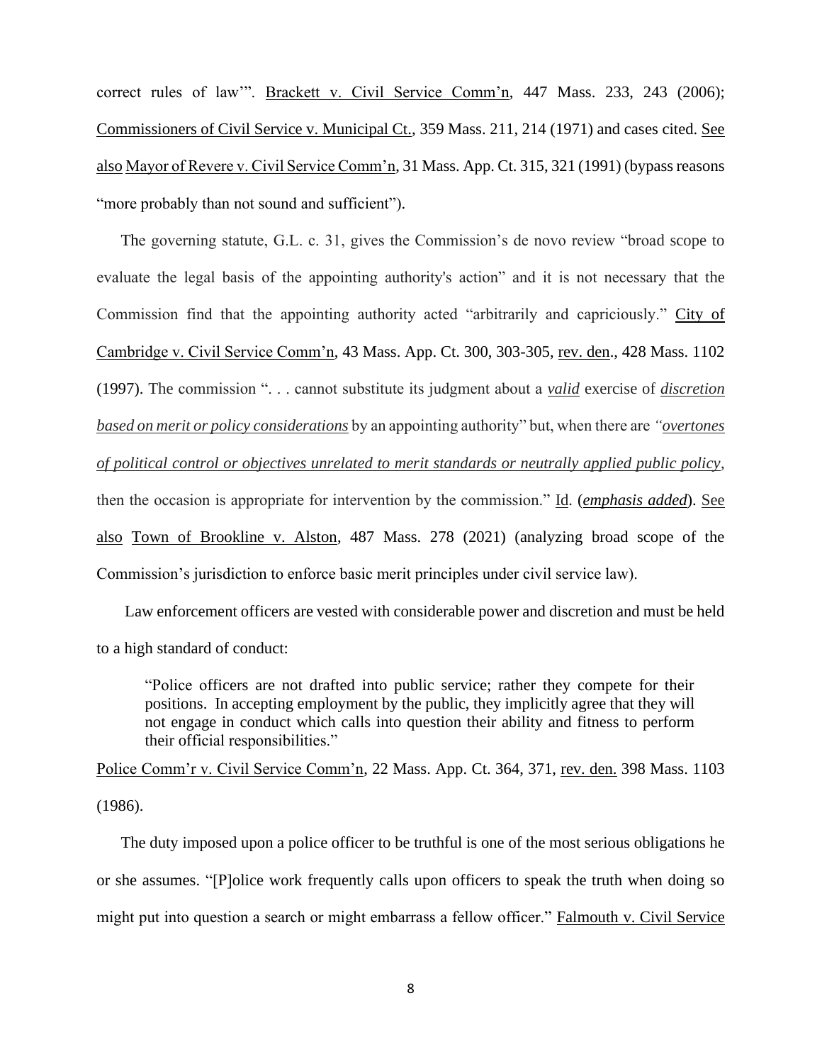correct rules of law'". Brackett v. Civil Service Comm'n, 447 Mass. 233, 243 (2006); Commissioners of Civil Service v. Municipal Ct., 359 Mass. 211, 214 (1971) and cases cited. See also Mayor of Revere v. Civil Service Comm'n, 31 Mass. App. Ct. 315, 321 (1991) (bypass reasons "more probably than not sound and sufficient").

The governing statute, G.L. c. 31, gives the Commission's de novo review "broad scope to evaluate the legal basis of the appointing authority's action" and it is not necessary that the Commission find that the appointing authority acted "arbitrarily and capriciously." City of Cambridge v. Civil Service Comm'n, 43 Mass. App. Ct. 300, 303-305, rev. den., 428 Mass. 1102 (1997). The commission ". . . cannot substitute its judgment about a ***valid*** exercise of ***discretion based on merit or policy considerations*** by an appointing authority" but, when there are *"**overtones of political control or objectives unrelated to merit standards or neutrally applied public policy***, then the occasion is appropriate for intervention by the commission." Id. (***emphasis added***). See also Town of Brookline v. Alston, 487 Mass. 278 (2021) (analyzing broad scope of the Commission's jurisdiction to enforce basic merit principles under civil service law).

Law enforcement officers are vested with considerable power and discretion and must be held to a high standard of conduct:

> "Police officers are not drafted into public service; rather they compete for their positions. In accepting employment by the public, they implicitly agree that they will not engage in conduct which calls into question their ability and fitness to perform their official responsibilities."

Police Comm'r v. Civil Service Comm'n, 22 Mass. App. Ct. 364, 371, rev. den. 398 Mass. 1103 (1986).

The duty imposed upon a police officer to be truthful is one of the most serious obligations he or she assumes. "[P]olice work frequently calls upon officers to speak the truth when doing so might put into question a search or might embarrass a fellow officer." Falmouth v. Civil Service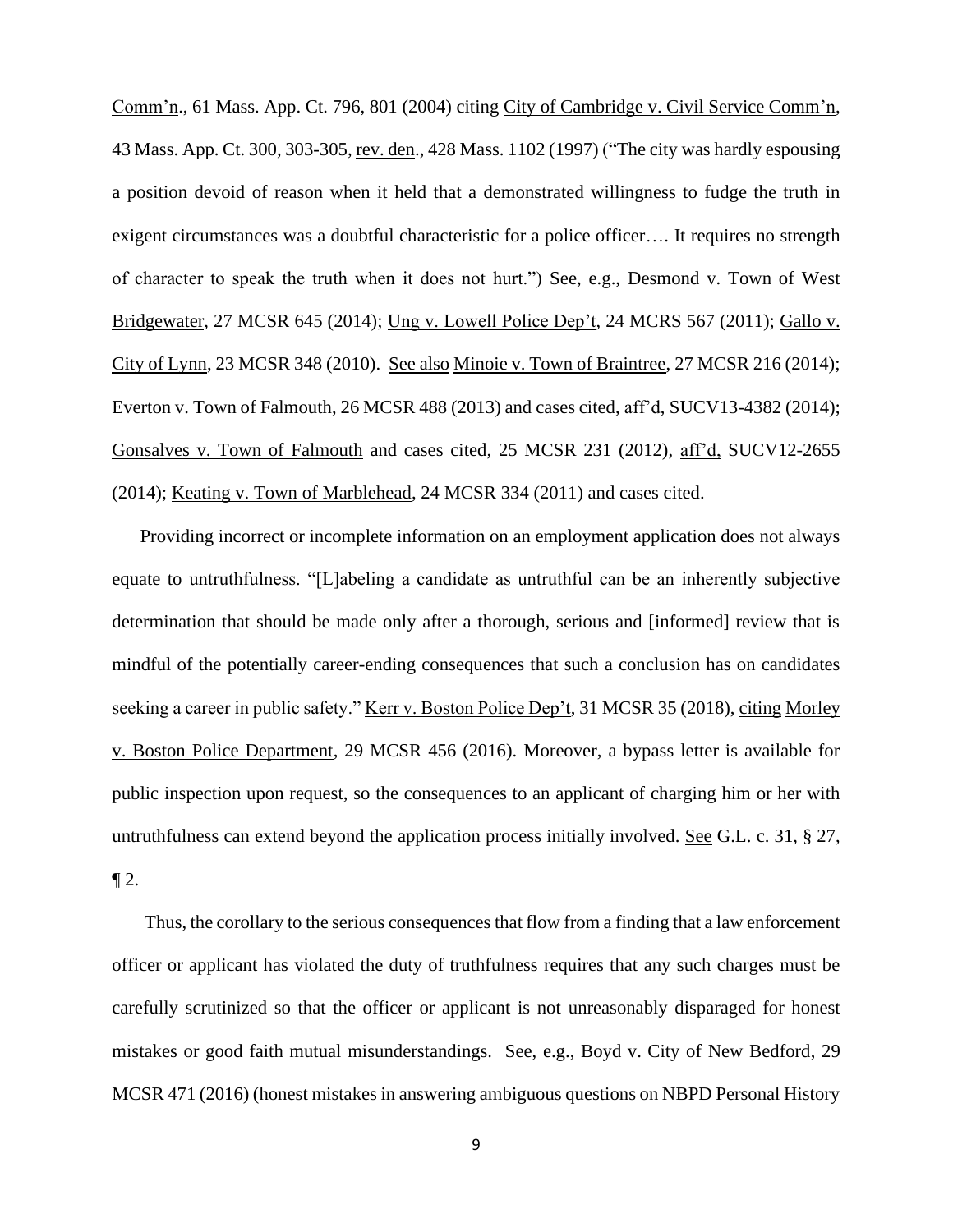Comm'n., 61 Mass. App. Ct. 796, 801 (2004) citing City of Cambridge v. Civil Service Comm'n, 43 Mass. App. Ct. 300, 303-305, rev. den., 428 Mass. 1102 (1997) ("The city was hardly espousing a position devoid of reason when it held that a demonstrated willingness to fudge the truth in exigent circumstances was a doubtful characteristic for a police officer…. It requires no strength of character to speak the truth when it does not hurt.") See, e.g., Desmond v. Town of West Bridgewater, 27 MCSR 645 (2014); Ung v. Lowell Police Dep't, 24 MCRS 567 (2011); Gallo v. City of Lynn, 23 MCSR 348 (2010). See also Minoie v. Town of Braintree, 27 MCSR 216 (2014); Everton v. Town of Falmouth, 26 MCSR 488 (2013) and cases cited, aff'd, SUCV13-4382 (2014); Gonsalves v. Town of Falmouth and cases cited, 25 MCSR 231 (2012), aff'd, SUCV12-2655 (2014); Keating v. Town of Marblehead, 24 MCSR 334 (2011) and cases cited.

Providing incorrect or incomplete information on an employment application does not always equate to untruthfulness. "[L]abeling a candidate as untruthful can be an inherently subjective determination that should be made only after a thorough, serious and [informed] review that is mindful of the potentially career-ending consequences that such a conclusion has on candidates seeking a career in public safety." Kerr v. Boston Police Dep't, 31 MCSR 35 (2018), citing Morley v. Boston Police Department, 29 MCSR 456 (2016). Moreover, a bypass letter is available for public inspection upon request, so the consequences to an applicant of charging him or her with untruthfulness can extend beyond the application process initially involved. See G.L. c. 31, § 27, ¶ 2.

Thus, the corollary to the serious consequences that flow from a finding that a law enforcement officer or applicant has violated the duty of truthfulness requires that any such charges must be carefully scrutinized so that the officer or applicant is not unreasonably disparaged for honest mistakes or good faith mutual misunderstandings. See, e.g., Boyd v. City of New Bedford, 29 MCSR 471 (2016) (honest mistakes in answering ambiguous questions on NBPD Personal History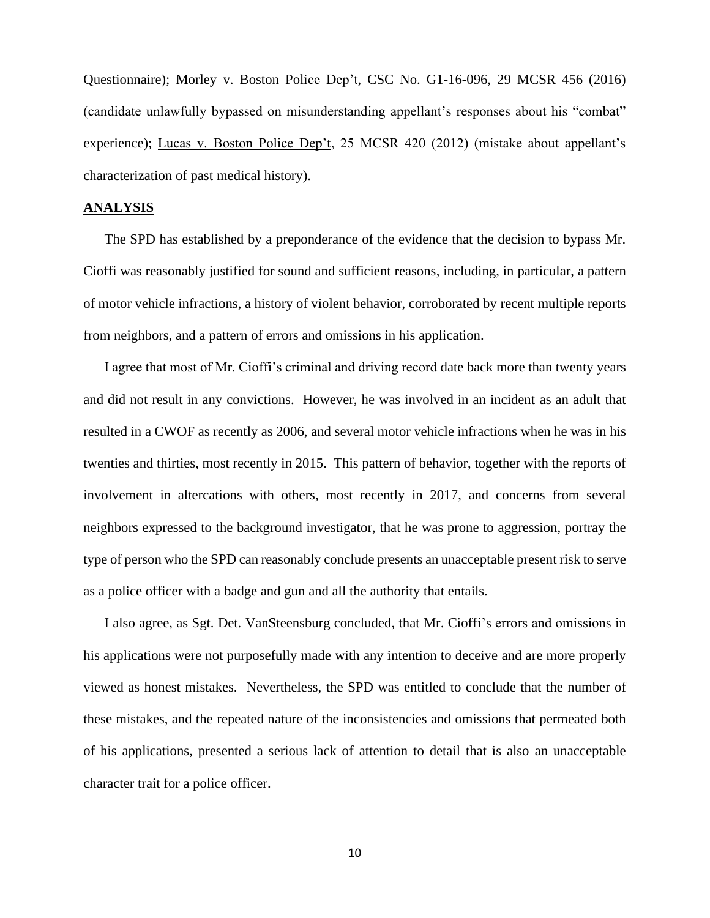Questionnaire); Morley v. Boston Police Dep't, CSC No. G1-16-096, 29 MCSR 456 (2016) (candidate unlawfully bypassed on misunderstanding appellant's responses about his "combat" experience); Lucas v. Boston Police Dep't, 25 MCSR 420 (2012) (mistake about appellant's characterization of past medical history).

## ANALYSIS

The SPD has established by a preponderance of the evidence that the decision to bypass Mr. Cioffi was reasonably justified for sound and sufficient reasons, including, in particular, a pattern of motor vehicle infractions, a history of violent behavior, corroborated by recent multiple reports from neighbors, and a pattern of errors and omissions in his application.

I agree that most of Mr. Cioffi's criminal and driving record date back more than twenty years and did not result in any convictions. However, he was involved in an incident as an adult that resulted in a CWOF as recently as 2006, and several motor vehicle infractions when he was in his twenties and thirties, most recently in 2015. This pattern of behavior, together with the reports of involvement in altercations with others, most recently in 2017, and concerns from several neighbors expressed to the background investigator, that he was prone to aggression, portray the type of person who the SPD can reasonably conclude presents an unacceptable present risk to serve as a police officer with a badge and gun and all the authority that entails.

I also agree, as Sgt. Det. VanSteensburg concluded, that Mr. Cioffi's errors and omissions in his applications were not purposefully made with any intention to deceive and are more properly viewed as honest mistakes. Nevertheless, the SPD was entitled to conclude that the number of these mistakes, and the repeated nature of the inconsistencies and omissions that permeated both of his applications, presented a serious lack of attention to detail that is also an unacceptable character trait for a police officer.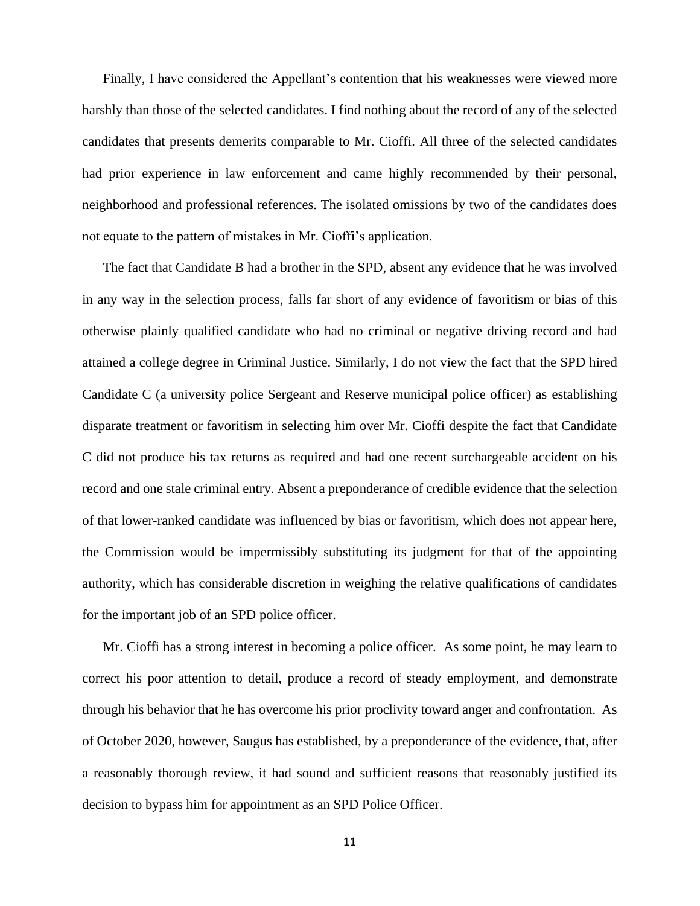Finally, I have considered the Appellant's contention that his weaknesses were viewed more harshly than those of the selected candidates. I find nothing about the record of any of the selected candidates that presents demerits comparable to Mr. Cioffi. All three of the selected candidates had prior experience in law enforcement and came highly recommended by their personal, neighborhood and professional references. The isolated omissions by two of the candidates does not equate to the pattern of mistakes in Mr. Cioffi's application.

The fact that Candidate B had a brother in the SPD, absent any evidence that he was involved in any way in the selection process, falls far short of any evidence of favoritism or bias of this otherwise plainly qualified candidate who had no criminal or negative driving record and had attained a college degree in Criminal Justice. Similarly, I do not view the fact that the SPD hired Candidate C (a university police Sergeant and Reserve municipal police officer) as establishing disparate treatment or favoritism in selecting him over Mr. Cioffi despite the fact that Candidate C did not produce his tax returns as required and had one recent surchargeable accident on his record and one stale criminal entry. Absent a preponderance of credible evidence that the selection of that lower-ranked candidate was influenced by bias or favoritism, which does not appear here, the Commission would be impermissibly substituting its judgment for that of the appointing authority, which has considerable discretion in weighing the relative qualifications of candidates for the important job of an SPD police officer.

Mr. Cioffi has a strong interest in becoming a police officer. As some point, he may learn to correct his poor attention to detail, produce a record of steady employment, and demonstrate through his behavior that he has overcome his prior proclivity toward anger and confrontation. As of October 2020, however, Saugus has established, by a preponderance of the evidence, that, after a reasonably thorough review, it had sound and sufficient reasons that reasonably justified its decision to bypass him for appointment as an SPD Police Officer.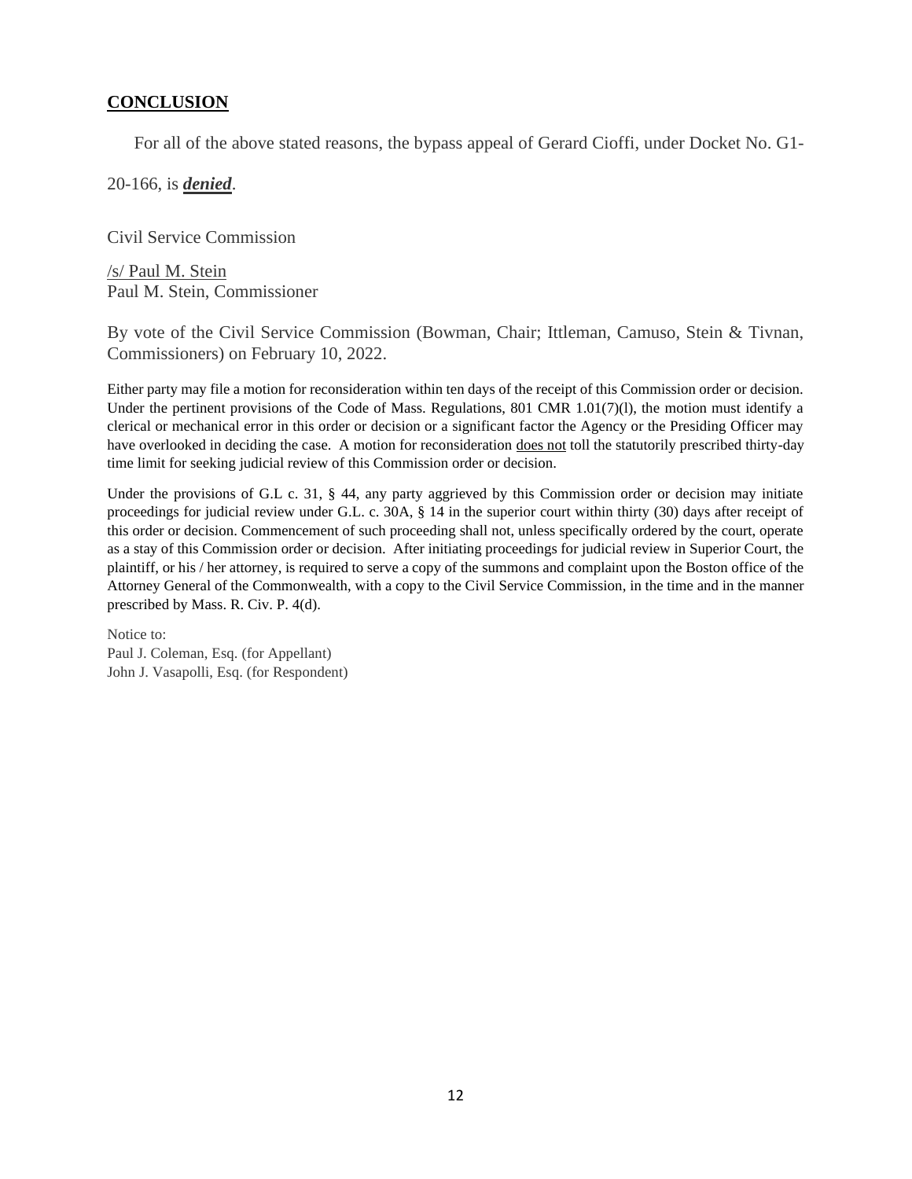## CONCLUSION

For all of the above stated reasons, the bypass appeal of Gerard Cioffi, under Docket No. G1-20-166, is ***denied***.

Civil Service Commission

/s/ Paul M. Stein
Paul M. Stein, Commissioner

By vote of the Civil Service Commission (Bowman, Chair; Ittleman, Camuso, Stein & Tivnan, Commissioners) on February 10, 2022.

Either party may file a motion for reconsideration within ten days of the receipt of this Commission order or decision. Under the pertinent provisions of the Code of Mass. Regulations, 801 CMR 1.01(7)(l), the motion must identify a clerical or mechanical error in this order or decision or a significant factor the Agency or the Presiding Officer may have overlooked in deciding the case. A motion for reconsideration does not toll the statutorily prescribed thirty-day time limit for seeking judicial review of this Commission order or decision.

Under the provisions of G.L c. 31, § 44, any party aggrieved by this Commission order or decision may initiate proceedings for judicial review under G.L. c. 30A, § 14 in the superior court within thirty (30) days after receipt of this order or decision. Commencement of such proceeding shall not, unless specifically ordered by the court, operate as a stay of this Commission order or decision. After initiating proceedings for judicial review in Superior Court, the plaintiff, or his / her attorney, is required to serve a copy of the summons and complaint upon the Boston office of the Attorney General of the Commonwealth, with a copy to the Civil Service Commission, in the time and in the manner prescribed by Mass. R. Civ. P. 4(d).

Notice to:
Paul J. Coleman, Esq. (for Appellant)
John J. Vasapolli, Esq. (for Respondent)